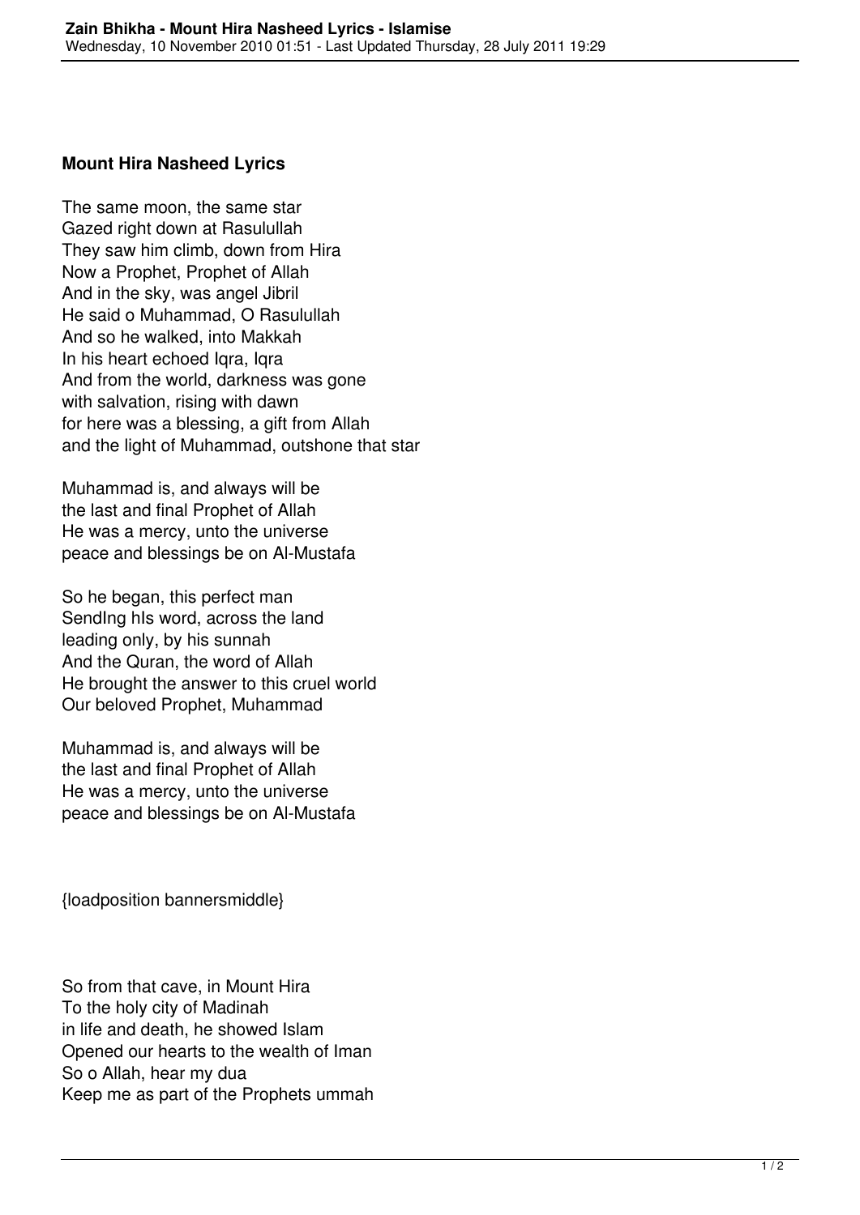## Mount Hira Nasheed Lyrics

The same moon, the same star
Gazed right down at Rasulullah
They saw him climb, down from Hira
Now a Prophet, Prophet of Allah
And in the sky, was angel Jibril
He said o Muhammad, O Rasulullah
And so he walked, into Makkah
In his heart echoed Iqra, Iqra
And from the world, darkness was gone
with salvation, rising with dawn
for here was a blessing, a gift from Allah
and the light of Muhammad, outshone that star

Muhammad is, and always will be
the last and final Prophet of Allah
He was a mercy, unto the universe
peace and blessings be on Al-Mustafa

So he began, this perfect man
SendIng hIs word, across the land
leading only, by his sunnah
And the Quran, the word of Allah
He brought the answer to this cruel world
Our beloved Prophet, Muhammad

Muhammad is, and always will be
the last and final Prophet of Allah
He was a mercy, unto the universe
peace and blessings be on Al-Mustafa

{loadposition bannersmiddle}

So from that cave, in Mount Hira
To the holy city of Madinah
in life and death, he showed Islam
Opened our hearts to the wealth of Iman
So o Allah, hear my dua
Keep me as part of the Prophets ummah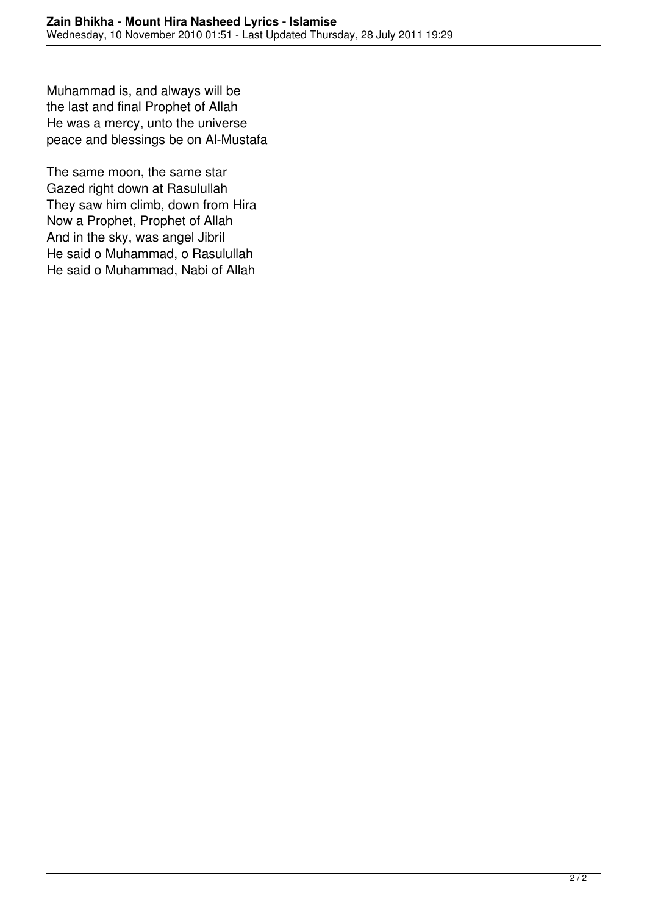Muhammad is, and always will be
the last and final Prophet of Allah
He was a mercy, unto the universe
peace and blessings be on Al-Mustafa

The same moon, the same star
Gazed right down at Rasulullah
They saw him climb, down from Hira
Now a Prophet, Prophet of Allah
And in the sky, was angel Jibril
He said o Muhammad, o Rasulullah
He said o Muhammad, Nabi of Allah